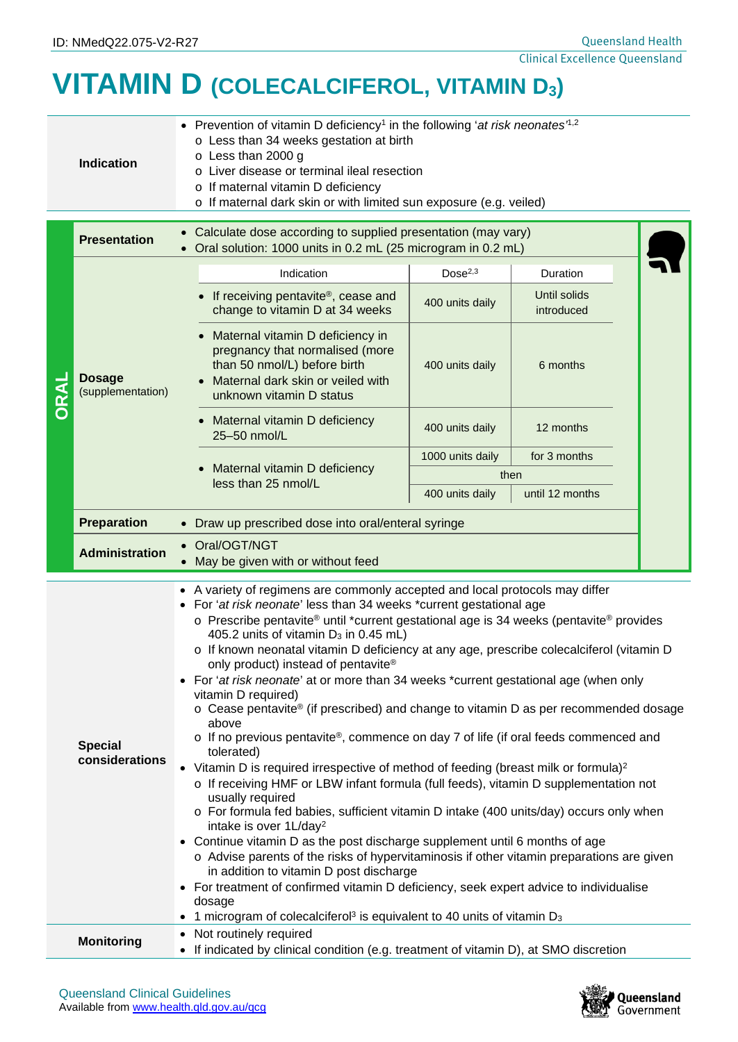ID: NMedQ22.075-V2-R27

# VITAMIN D (COLECALCIFEROL, VITAMIN $D_3$)

| | |
|---|---|
| **Indication** | • Prevention of vitamin D deficiency[1] in the following '*at risk neonates*'[1,2]<br>  o Less than 34 weeks gestation at birth<br>  o Less than 2000 g<br>  o Liver disease or terminal ileal resection<br>  o If maternal vitamin D deficiency<br>  o If maternal dark skin or with limited sun exposure (e.g. veiled) |

## ORAL

| | |
|---|---|
| **Presentation** | • Calculate dose according to supplied presentation (may vary)<br>• Oral solution: 1000 units in 0.2 mL (25 microgram in 0.2 mL) |
| **Dosage** (supplementation) | See dosage table below |
| **Preparation** | • Draw up prescribed dose into oral/enteral syringe |
| **Administration** | • Oral/OGT/NGT<br>• May be given with or without feed |

**Dosage (supplementation)**

| Indication | Dose[2,3] | Duration |
|---|---|---|
| • If receiving pentavite®, cease and change to vitamin D at 34 weeks | 400 units daily | Until solids introduced |
| • Maternal vitamin D deficiency in pregnancy that normalised (more than 50 nmol/L) before birth<br>• Maternal dark skin or veiled with unknown vitamin D status | 400 units daily | 6 months |
| • Maternal vitamin D deficiency 25–50 nmol/L | 400 units daily | 12 months |
| • Maternal vitamin D deficiency less than 25 nmol/L | 1000 units daily | for 3 months |
| | then | |
| | 400 units daily | until 12 months |

| | |
|---|---|
| **Special considerations** | • A variety of regimens are commonly accepted and local protocols may differ<br>• For '*at risk neonate*' less than 34 weeks *current gestational age<br>  o Prescribe pentavite® until *current gestational age is 34 weeks (pentavite® provides 405.2 units of vitamin $D_3$ in 0.45 mL)<br>  o If known neonatal vitamin D deficiency at any age, prescribe colecalciferol (vitamin D only product) instead of pentavite®<br>• For '*at risk neonate*' at or more than 34 weeks *current gestational age (when only vitamin D required)<br>  o Cease pentavite® (if prescribed) and change to vitamin D as per recommended dosage above<br>  o If no previous pentavite®, commence on day 7 of life (if oral feeds commenced and tolerated)<br>• Vitamin D is required irrespective of method of feeding (breast milk or formula)[2]<br>  o If receiving HMF or LBW infant formula (full feeds), vitamin D supplementation not usually required<br>  o For formula fed babies, sufficient vitamin D intake (400 units/day) occurs only when intake is over 1L/day[2]<br>• Continue vitamin D as the post discharge supplement until 6 months of age<br>  o Advise parents of the risks of hypervitaminosis if other vitamin preparations are given in addition to vitamin D post discharge<br>• For treatment of confirmed vitamin D deficiency, seek expert advice to individualise dosage<br>• 1 microgram of colecalciferol[3] is equivalent to 40 units of vitamin $D_3$ |
| **Monitoring** | • Not routinely required<br>• If indicated by clinical condition (e.g. treatment of vitamin D), at SMO discretion |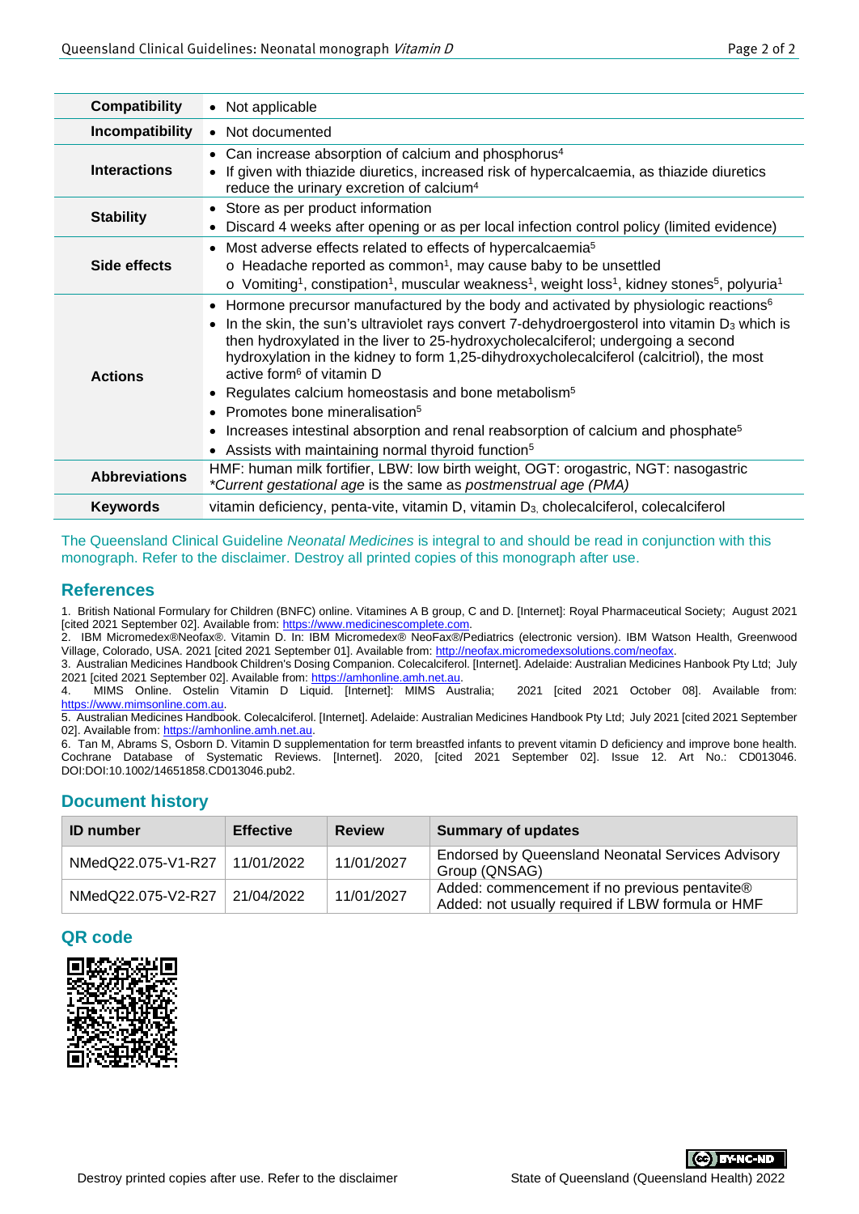| | |
|---|---|
| **Compatibility** | • Not applicable |
| **Incompatibility** | • Not documented |
| **Interactions** | • Can increase absorption of calcium and phosphorus[4] <br> • If given with thiazide diuretics, increased risk of hypercalcaemia, as thiazide diuretics reduce the urinary excretion of calcium[4] |
| **Stability** | • Store as per product information <br> • Discard 4 weeks after opening or as per local infection control policy (limited evidence) |
| **Side effects** | • Most adverse effects related to effects of hypercalcaemia[5] <br> o Headache reported as common[1], may cause baby to be unsettled <br> o Vomiting[1], constipation[1], muscular weakness[1], weight loss[1], kidney stones[5], polyuria[1] |
| **Actions** | • Hormone precursor manufactured by the body and activated by physiologic reactions[6] <br> • In the skin, the sun's ultraviolet rays convert 7-dehydroergosterol into vitamin $D_3$ which is then hydroxylated in the liver to 25-hydroxycholecalciferol; undergoing a second hydroxylation in the kidney to form 1,25-dihydroxycholecalciferol (calcitriol), the most active form[6] of vitamin D <br> • Regulates calcium homeostasis and bone metabolism[5] <br> • Promotes bone mineralisation[5] <br> • Increases intestinal absorption and renal reabsorption of calcium and phosphate[5] <br> • Assists with maintaining normal thyroid function[5] |
| **Abbreviations** | HMF: human milk fortifier, LBW: low birth weight, OGT: orogastric, NGT: nasogastric <br> **Current gestational age* is the same as *postmenstrual age (PMA)* |
| **Keywords** | vitamin deficiency, penta-vite, vitamin D, vitamin $D_3$, cholecalciferol, colecalciferol |

The Queensland Clinical Guideline *Neonatal Medicines* is integral to and should be read in conjunction with this monograph. Refer to the disclaimer. Destroy all printed copies of this monograph after use.

## References

1. British National Formulary for Children (BNFC) online. Vitamines A B group, C and D. [Internet]: Royal Pharmaceutical Society; August 2021 [cited 2021 September 02]. Available from: https://www.medicinescomplete.com.
2. IBM Micromedex®Neofax®. Vitamin D. In: IBM Micromedex® NeoFax®/Pediatrics (electronic version). IBM Watson Health, Greenwood Village, Colorado, USA. 2021 [cited 2021 September 01]. Available from: http://neofax.micromedexsolutions.com/neofax.
3. Australian Medicines Handbook Children's Dosing Companion. Colecalciferol. [Internet]. Adelaide: Australian Medicines Hanbook Pty Ltd; July 2021 [cited 2021 September 02]. Available from: https://amhonline.amh.net.au.
4. MIMS Online. Ostelin Vitamin D Liquid. [Internet]: MIMS Australia; 2021 [cited 2021 October 08]. Available from: https://www.mimsonline.com.au.
5. Australian Medicines Handbook. Colecalciferol. [Internet]. Adelaide: Australian Medicines Handbook Pty Ltd; July 2021 [cited 2021 September 02]. Available from: https://amhonline.amh.net.au.
6. Tan M, Abrams S, Osborn D. Vitamin D supplementation for term breastfed infants to prevent vitamin D deficiency and improve bone health. Cochrane Database of Systematic Reviews. [Internet]. 2020, [cited 2021 September 02]. Issue 12. Art No.: CD013046. DOI:DOI:10.1002/14651858.CD013046.pub2.

## Document history

| ID number | Effective | Review | Summary of updates |
|---|---|---|---|
| NMedQ22.075-V1-R27 | 11/01/2022 | 11/01/2027 | Endorsed by Queensland Neonatal Services Advisory Group (QNSAG) |
| NMedQ22.075-V2-R27 | 21/04/2022 | 11/01/2027 | Added: commencement if no previous pentavite® <br> Added: not usually required if LBW formula or HMF |

## QR code

Destroy printed copies after use. Refer to the disclaimer

State of Queensland (Queensland Health) 2022